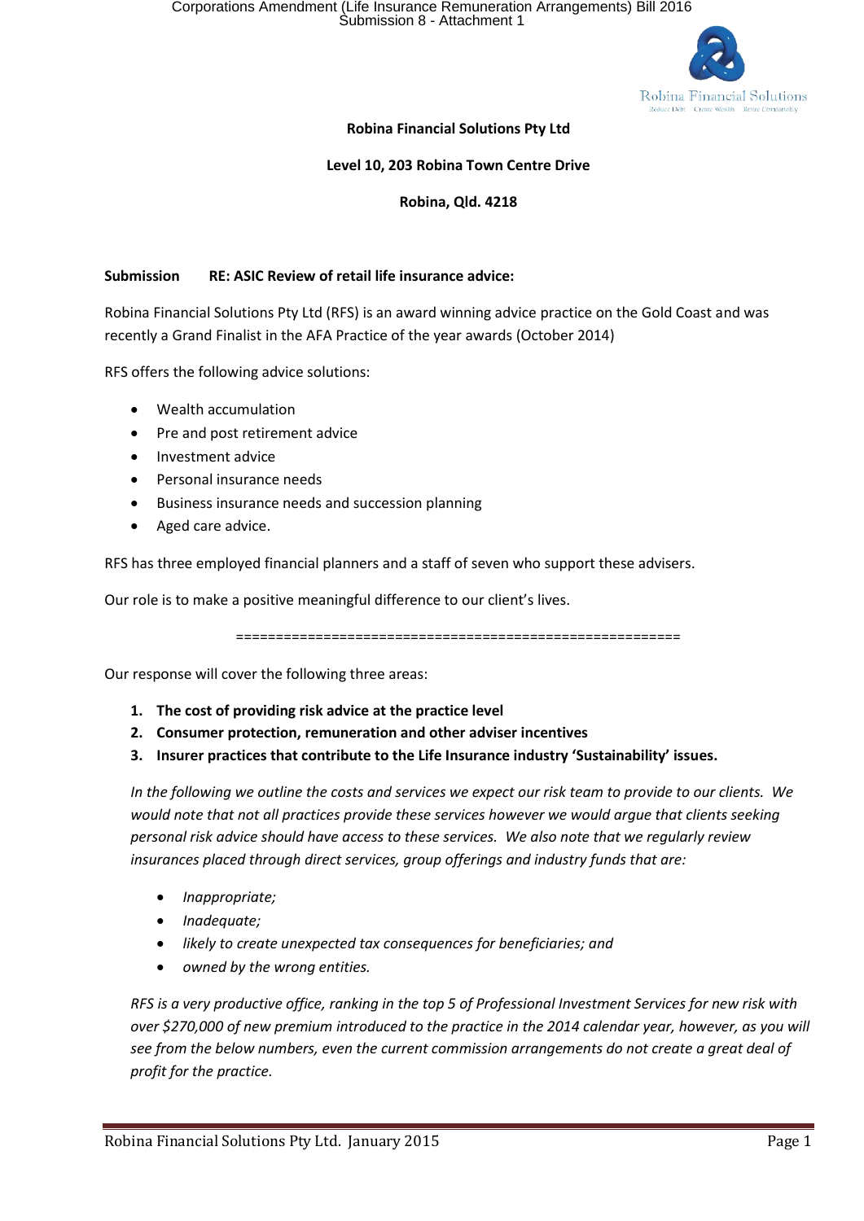**Robina Financial Solutions Pty Ltd**

**Level 10, 203 Robina Town Centre Drive**

**Robina, Qld. 4218**

**Submission RE: ASIC Review of retail life insurance advice:**

Robina Financial Solutions Pty Ltd (RFS) is an award winning advice practice on the Gold Coast and was recently a Grand Finalist in the AFA Practice of the year awards (October 2014)

RFS offers the following advice solutions:

- Wealth accumulation
- Pre and post retirement advice
- Investment advice
- Personal insurance needs
- Business insurance needs and succession planning
- Aged care advice.

RFS has three employed financial planners and a staff of seven who support these advisers.

Our role is to make a positive meaningful difference to our client's lives.

=======================================================

Our response will cover the following three areas:

1. **The cost of providing risk advice at the practice level**
2. **Consumer protection, remuneration and other adviser incentives**
3. **Insurer practices that contribute to the Life Insurance industry 'Sustainability' issues.**

*In the following we outline the costs and services we expect our risk team to provide to our clients. We would note that not all practices provide these services however we would argue that clients seeking personal risk advice should have access to these services. We also note that we regularly review insurances placed through direct services, group offerings and industry funds that are:*

- *Inappropriate;*
- *Inadequate;*
- *likely to create unexpected tax consequences for beneficiaries; and*
- *owned by the wrong entities.*

*RFS is a very productive office, ranking in the top 5 of Professional Investment Services for new risk with over $270,000 of new premium introduced to the practice in the 2014 calendar year, however, as you will see from the below numbers, even the current commission arrangements do not create a great deal of profit for the practice.*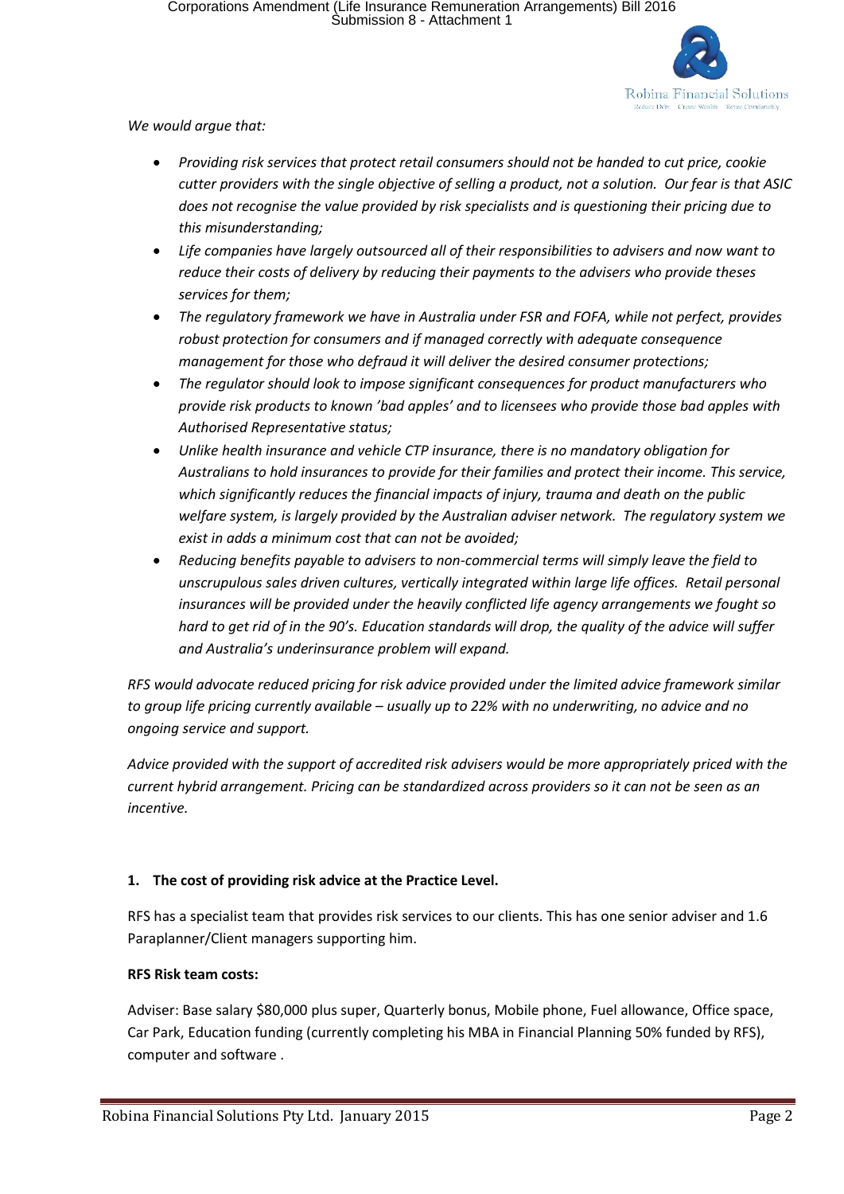*We would argue that:*

- *Providing risk services that protect retail consumers should not be handed to cut price, cookie cutter providers with the single objective of selling a product, not a solution. Our fear is that ASIC does not recognise the value provided by risk specialists and is questioning their pricing due to this misunderstanding;*
- *Life companies have largely outsourced all of their responsibilities to advisers and now want to reduce their costs of delivery by reducing their payments to the advisers who provide theses services for them;*
- *The regulatory framework we have in Australia under FSR and FOFA, while not perfect, provides robust protection for consumers and if managed correctly with adequate consequence management for those who defraud it will deliver the desired consumer protections;*
- *The regulator should look to impose significant consequences for product manufacturers who provide risk products to known 'bad apples' and to licensees who provide those bad apples with Authorised Representative status;*
- *Unlike health insurance and vehicle CTP insurance, there is no mandatory obligation for Australians to hold insurances to provide for their families and protect their income. This service, which significantly reduces the financial impacts of injury, trauma and death on the public welfare system, is largely provided by the Australian adviser network. The regulatory system we exist in adds a minimum cost that can not be avoided;*
- *Reducing benefits payable to advisers to non-commercial terms will simply leave the field to unscrupulous sales driven cultures, vertically integrated within large life offices. Retail personal insurances will be provided under the heavily conflicted life agency arrangements we fought so hard to get rid of in the 90's. Education standards will drop, the quality of the advice will suffer and Australia's underinsurance problem will expand.*

*RFS would advocate reduced pricing for risk advice provided under the limited advice framework similar to group life pricing currently available – usually up to 22% with no underwriting, no advice and no ongoing service and support.*

*Advice provided with the support of accredited risk advisers would be more appropriately priced with the current hybrid arrangement. Pricing can be standardized across providers so it can not be seen as an incentive.*

**1. The cost of providing risk advice at the Practice Level.**

RFS has a specialist team that provides risk services to our clients. This has one senior adviser and 1.6 Paraplanner/Client managers supporting him.

**RFS Risk team costs:**

Adviser: Base salary $80,000 plus super, Quarterly bonus, Mobile phone, Fuel allowance, Office space, Car Park, Education funding (currently completing his MBA in Financial Planning 50% funded by RFS), computer and software .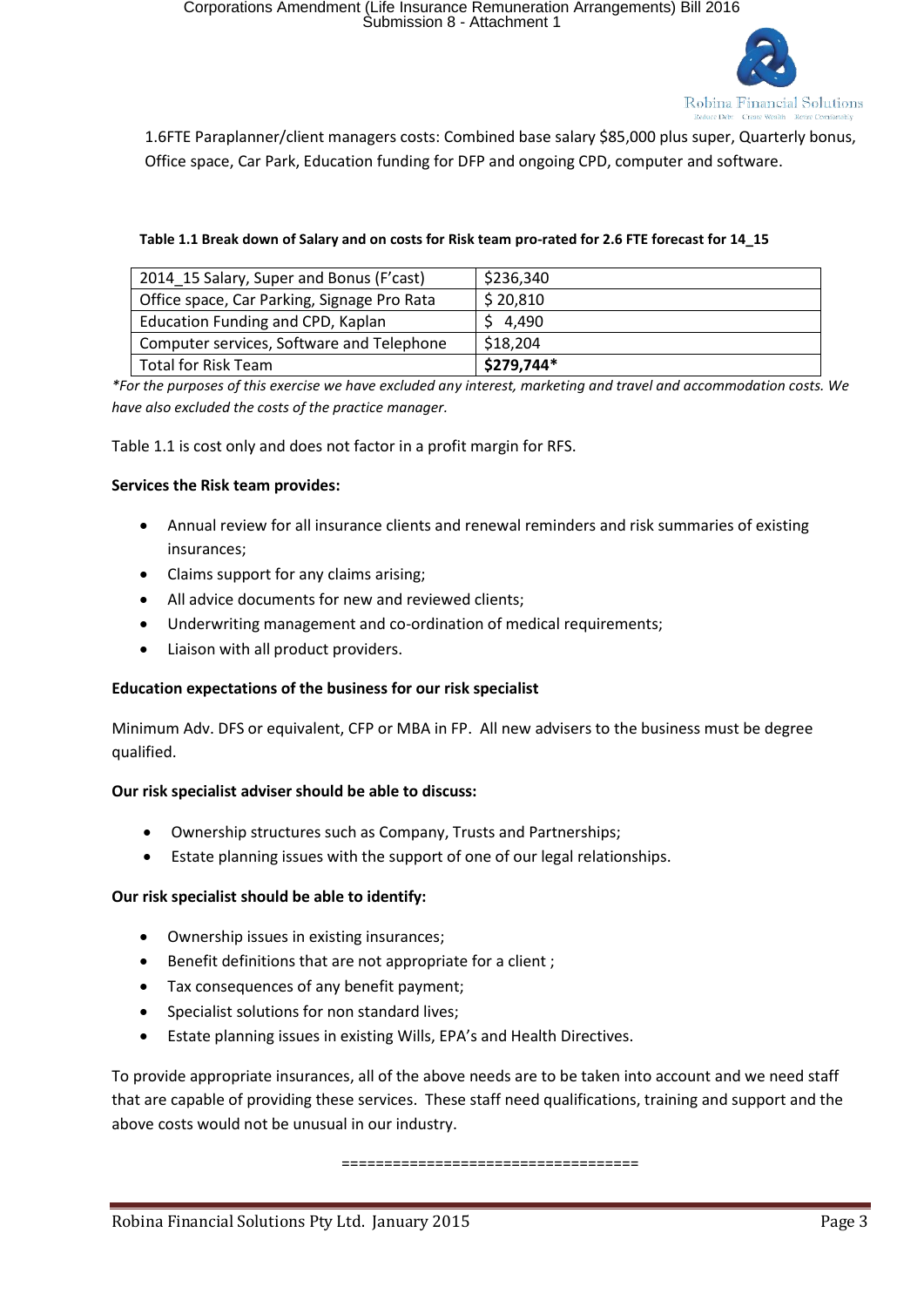1.6FTE Paraplanner/client managers costs: Combined base salary $85,000 plus super, Quarterly bonus, Office space, Car Park, Education funding for DFP and ongoing CPD, computer and software.

**Table 1.1 Break down of Salary and on costs for Risk team pro-rated for 2.6 FTE forecast for 14_15**

| 2014_15 Salary, Super and Bonus (F'cast) | $236,340 |
|---|---|
| Office space, Car Parking, Signage Pro Rata | $ 20,810 |
| Education Funding and CPD, Kaplan | $ 4,490 |
| Computer services, Software and Telephone | $18,204 |
| Total for Risk Team | **$279,744*** |

*\*For the purposes of this exercise we have excluded any interest, marketing and travel and accommodation costs. We have also excluded the costs of the practice manager.*

Table 1.1 is cost only and does not factor in a profit margin for RFS.

**Services the Risk team provides:**

- Annual review for all insurance clients and renewal reminders and risk summaries of existing insurances;
- Claims support for any claims arising;
- All advice documents for new and reviewed clients;
- Underwriting management and co-ordination of medical requirements;
- Liaison with all product providers.

**Education expectations of the business for our risk specialist**

Minimum Adv. DFS or equivalent, CFP or MBA in FP. All new advisers to the business must be degree qualified.

**Our risk specialist adviser should be able to discuss:**

- Ownership structures such as Company, Trusts and Partnerships;
- Estate planning issues with the support of one of our legal relationships.

**Our risk specialist should be able to identify:**

- Ownership issues in existing insurances;
- Benefit definitions that are not appropriate for a client ;
- Tax consequences of any benefit payment;
- Specialist solutions for non standard lives;
- Estate planning issues in existing Wills, EPA's and Health Directives.

To provide appropriate insurances, all of the above needs are to be taken into account and we need staff that are capable of providing these services. These staff need qualifications, training and support and the above costs would not be unusual in our industry.

==================================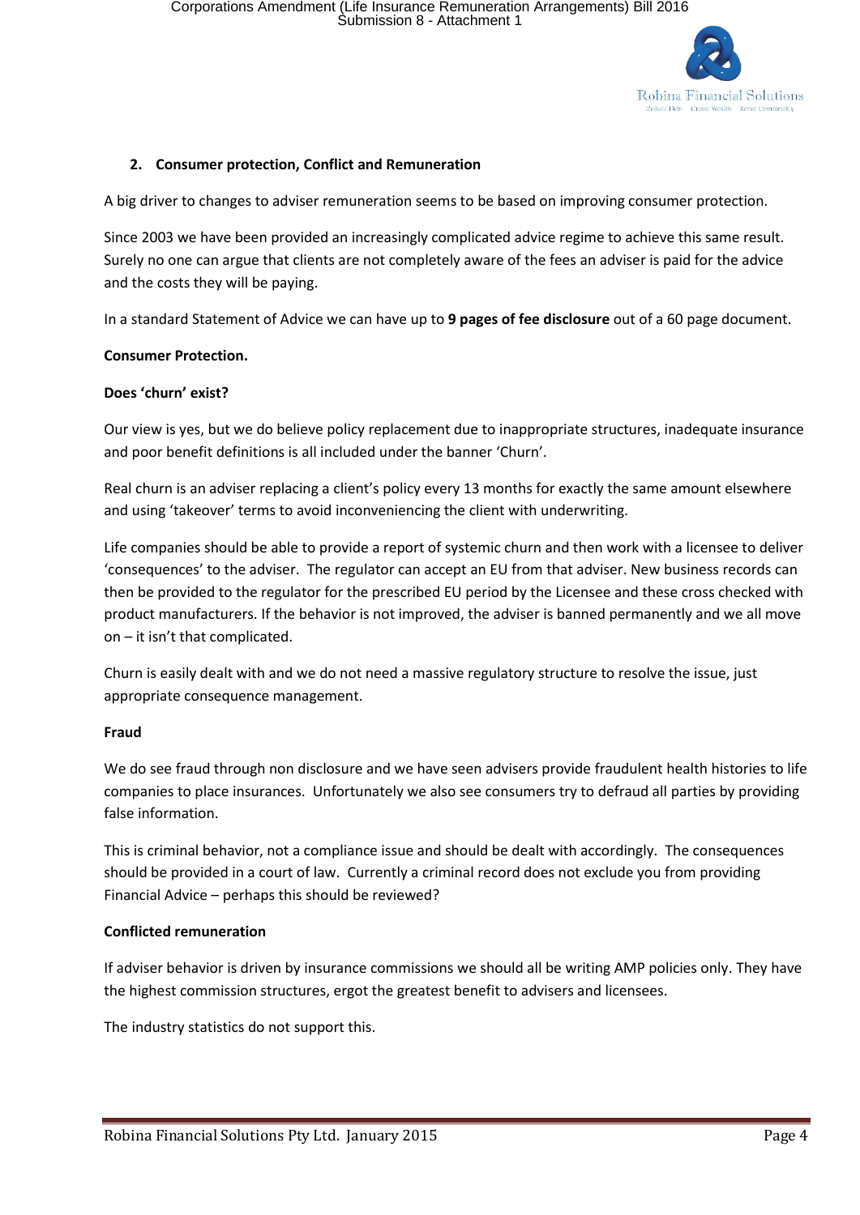## 2. Consumer protection, Conflict and Remuneration

A big driver to changes to adviser remuneration seems to be based on improving consumer protection.

Since 2003 we have been provided an increasingly complicated advice regime to achieve this same result. Surely no one can argue that clients are not completely aware of the fees an adviser is paid for the advice and the costs they will be paying.

In a standard Statement of Advice we can have up to **9 pages of fee disclosure** out of a 60 page document.

### Consumer Protection.

### Does 'churn' exist?

Our view is yes, but we do believe policy replacement due to inappropriate structures, inadequate insurance and poor benefit definitions is all included under the banner 'Churn'.

Real churn is an adviser replacing a client's policy every 13 months for exactly the same amount elsewhere and using 'takeover' terms to avoid inconveniencing the client with underwriting.

Life companies should be able to provide a report of systemic churn and then work with a licensee to deliver 'consequences' to the adviser. The regulator can accept an EU from that adviser. New business records can then be provided to the regulator for the prescribed EU period by the Licensee and these cross checked with product manufacturers. If the behavior is not improved, the adviser is banned permanently and we all move on – it isn't that complicated.

Churn is easily dealt with and we do not need a massive regulatory structure to resolve the issue, just appropriate consequence management.

### Fraud

We do see fraud through non disclosure and we have seen advisers provide fraudulent health histories to life companies to place insurances. Unfortunately we also see consumers try to defraud all parties by providing false information.

This is criminal behavior, not a compliance issue and should be dealt with accordingly. The consequences should be provided in a court of law. Currently a criminal record does not exclude you from providing Financial Advice – perhaps this should be reviewed?

### Conflicted remuneration

If adviser behavior is driven by insurance commissions we should all be writing AMP policies only. They have the highest commission structures, ergot the greatest benefit to advisers and licensees.

The industry statistics do not support this.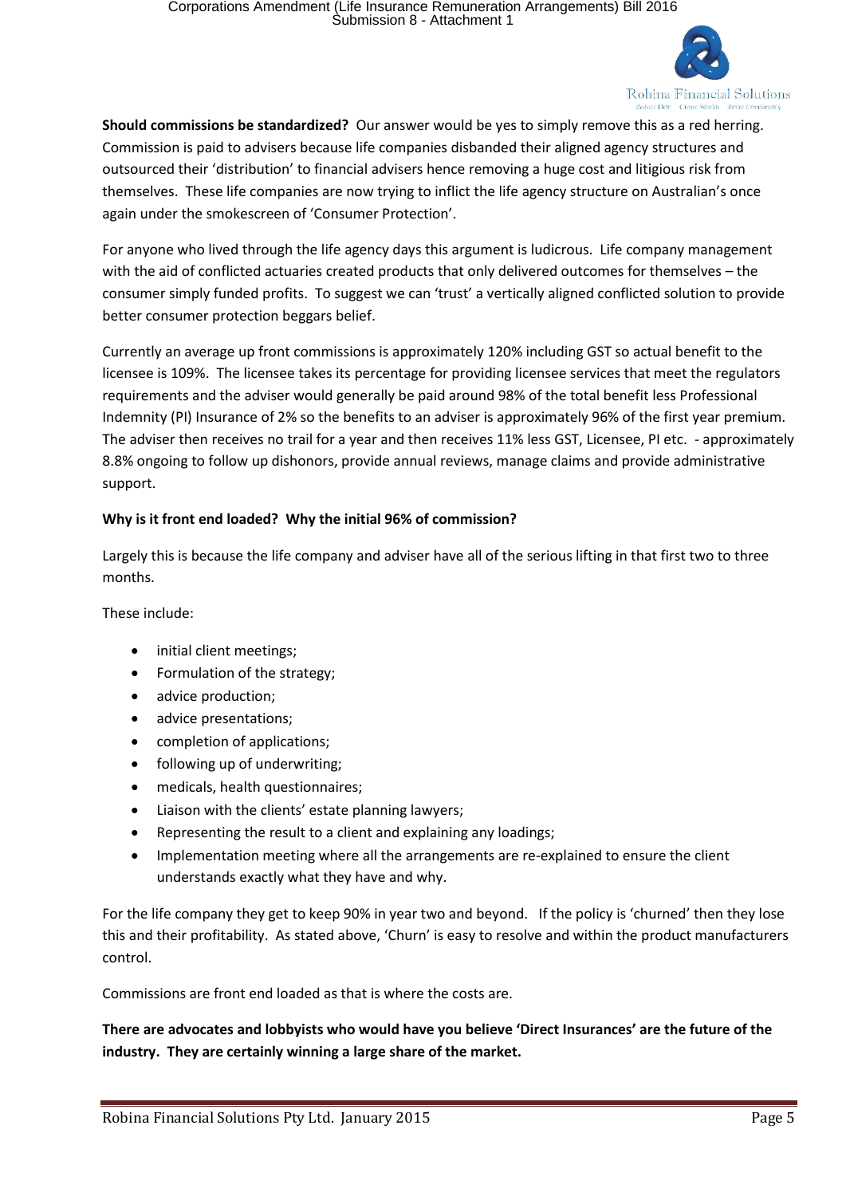**Should commissions be standardized?** Our answer would be yes to simply remove this as a red herring. Commission is paid to advisers because life companies disbanded their aligned agency structures and outsourced their 'distribution' to financial advisers hence removing a huge cost and litigious risk from themselves. These life companies are now trying to inflict the life agency structure on Australian's once again under the smokescreen of 'Consumer Protection'.

For anyone who lived through the life agency days this argument is ludicrous. Life company management with the aid of conflicted actuaries created products that only delivered outcomes for themselves – the consumer simply funded profits. To suggest we can 'trust' a vertically aligned conflicted solution to provide better consumer protection beggars belief.

Currently an average up front commissions is approximately 120% including GST so actual benefit to the licensee is 109%. The licensee takes its percentage for providing licensee services that meet the regulators requirements and the adviser would generally be paid around 98% of the total benefit less Professional Indemnity (PI) Insurance of 2% so the benefits to an adviser is approximately 96% of the first year premium. The adviser then receives no trail for a year and then receives 11% less GST, Licensee, PI etc. - approximately 8.8% ongoing to follow up dishonors, provide annual reviews, manage claims and provide administrative support.

**Why is it front end loaded? Why the initial 96% of commission?**

Largely this is because the life company and adviser have all of the serious lifting in that first two to three months.

These include:

- initial client meetings;
- Formulation of the strategy;
- advice production;
- advice presentations;
- completion of applications;
- following up of underwriting;
- medicals, health questionnaires;
- Liaison with the clients' estate planning lawyers;
- Representing the result to a client and explaining any loadings;
- Implementation meeting where all the arrangements are re-explained to ensure the client understands exactly what they have and why.

For the life company they get to keep 90% in year two and beyond. If the policy is 'churned' then they lose this and their profitability. As stated above, 'Churn' is easy to resolve and within the product manufacturers control.

Commissions are front end loaded as that is where the costs are.

**There are advocates and lobbyists who would have you believe 'Direct Insurances' are the future of the industry. They are certainly winning a large share of the market.**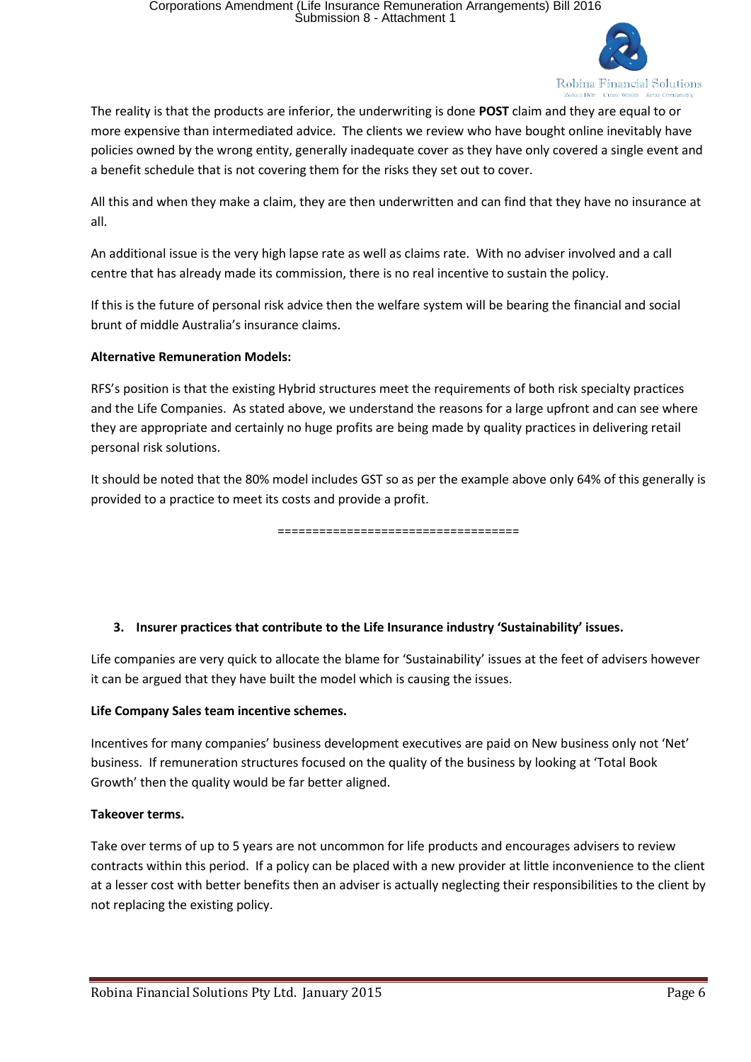The reality is that the products are inferior, the underwriting is done **POST** claim and they are equal to or more expensive than intermediated advice. The clients we review who have bought online inevitably have policies owned by the wrong entity, generally inadequate cover as they have only covered a single event and a benefit schedule that is not covering them for the risks they set out to cover.

All this and when they make a claim, they are then underwritten and can find that they have no insurance at all.

An additional issue is the very high lapse rate as well as claims rate. With no adviser involved and a call centre that has already made its commission, there is no real incentive to sustain the policy.

If this is the future of personal risk advice then the welfare system will be bearing the financial and social brunt of middle Australia's insurance claims.

**Alternative Remuneration Models:**

RFS's position is that the existing Hybrid structures meet the requirements of both risk specialty practices and the Life Companies. As stated above, we understand the reasons for a large upfront and can see where they are appropriate and certainly no huge profits are being made by quality practices in delivering retail personal risk solutions.

It should be noted that the 80% model includes GST so as per the example above only 64% of this generally is provided to a practice to meet its costs and provide a profit.

==================================

**3. Insurer practices that contribute to the Life Insurance industry 'Sustainability' issues.**

Life companies are very quick to allocate the blame for 'Sustainability' issues at the feet of advisers however it can be argued that they have built the model which is causing the issues.

**Life Company Sales team incentive schemes.**

Incentives for many companies' business development executives are paid on New business only not 'Net' business. If remuneration structures focused on the quality of the business by looking at 'Total Book Growth' then the quality would be far better aligned.

**Takeover terms.**

Take over terms of up to 5 years are not uncommon for life products and encourages advisers to review contracts within this period. If a policy can be placed with a new provider at little inconvenience to the client at a lesser cost with better benefits then an adviser is actually neglecting their responsibilities to the client by not replacing the existing policy.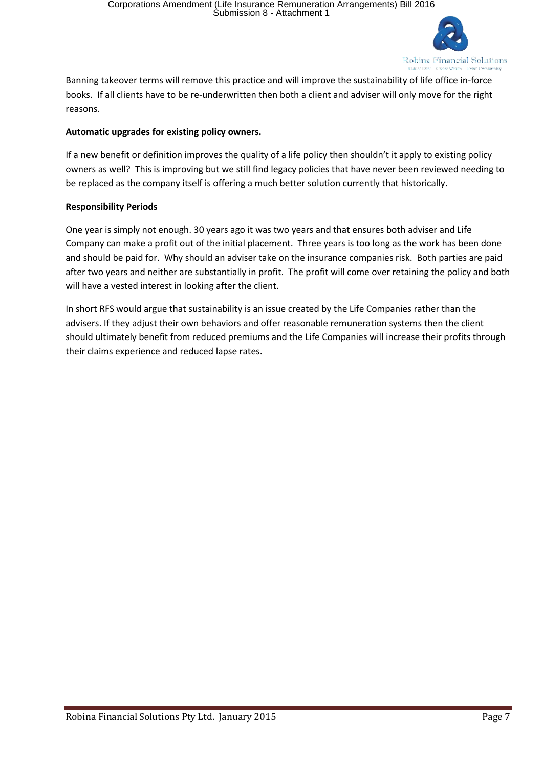Banning takeover terms will remove this practice and will improve the sustainability of life office in-force books. If all clients have to be re-underwritten then both a client and adviser will only move for the right reasons.

**Automatic upgrades for existing policy owners.**

If a new benefit or definition improves the quality of a life policy then shouldn't it apply to existing policy owners as well? This is improving but we still find legacy policies that have never been reviewed needing to be replaced as the company itself is offering a much better solution currently that historically.

**Responsibility Periods**

One year is simply not enough. 30 years ago it was two years and that ensures both adviser and Life Company can make a profit out of the initial placement. Three years is too long as the work has been done and should be paid for. Why should an adviser take on the insurance companies risk. Both parties are paid after two years and neither are substantially in profit. The profit will come over retaining the policy and both will have a vested interest in looking after the client.

In short RFS would argue that sustainability is an issue created by the Life Companies rather than the advisers. If they adjust their own behaviors and offer reasonable remuneration systems then the client should ultimately benefit from reduced premiums and the Life Companies will increase their profits through their claims experience and reduced lapse rates.